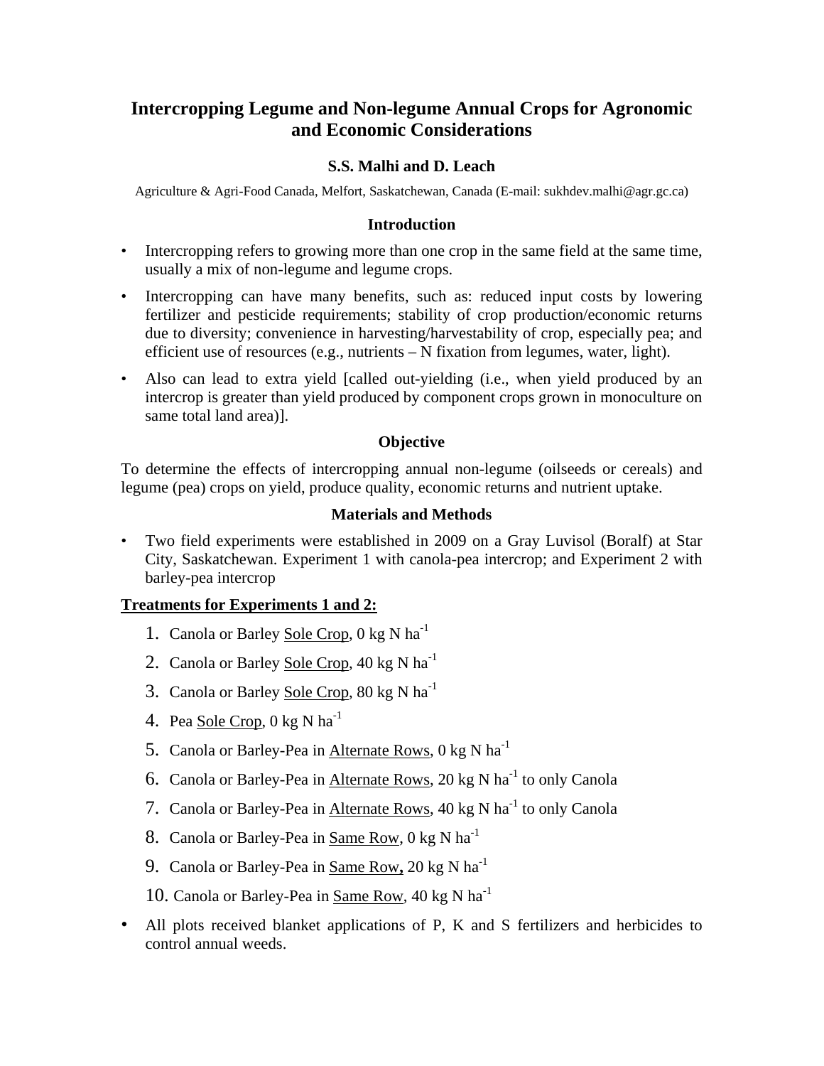# Intercropping Legume and Non-legume Annual Crops for Agronomic and Economic Considerations

**S.S. Malhi and D. Leach**

Agriculture & Agri-Food Canada, Melfort, Saskatchewan, Canada (E-mail: sukhdev.malhi@agr.gc.ca)

## Introduction

- Intercropping refers to growing more than one crop in the same field at the same time, usually a mix of non-legume and legume crops.
- Intercropping can have many benefits, such as: reduced input costs by lowering fertilizer and pesticide requirements; stability of crop production/economic returns due to diversity; convenience in harvesting/harvestability of crop, especially pea; and efficient use of resources (e.g., nutrients – N fixation from legumes, water, light).
- Also can lead to extra yield [called out-yielding (i.e., when yield produced by an intercrop is greater than yield produced by component crops grown in monoculture on same total land area)].

## Objective

To determine the effects of intercropping annual non-legume (oilseeds or cereals) and legume (pea) crops on yield, produce quality, economic returns and nutrient uptake.

## Materials and Methods

- Two field experiments were established in 2009 on a Gray Luvisol (Boralf) at Star City, Saskatchewan. Experiment 1 with canola-pea intercrop; and Experiment 2 with barley-pea intercrop

**Treatments for Experiments 1 and 2:**

1. Canola or Barley Sole Crop, 0 kg N $ha^{-1}$
2. Canola or Barley Sole Crop, 40 kg N $ha^{-1}$
3. Canola or Barley Sole Crop, 80 kg N $ha^{-1}$
4. Pea Sole Crop, 0 kg N $ha^{-1}$
5. Canola or Barley-Pea in Alternate Rows, 0 kg N $ha^{-1}$
6. Canola or Barley-Pea in Alternate Rows, 20 kg N $ha^{-1}$ to only Canola
7. Canola or Barley-Pea in Alternate Rows, 40 kg N $ha^{-1}$ to only Canola
8. Canola or Barley-Pea in Same Row, 0 kg N $ha^{-1}$
9. Canola or Barley-Pea in Same Row**,** 20 kg N $ha^{-1}$
10. Canola or Barley-Pea in Same Row, 40 kg N $ha^{-1}$

- All plots received blanket applications of P, K and S fertilizers and herbicides to control annual weeds.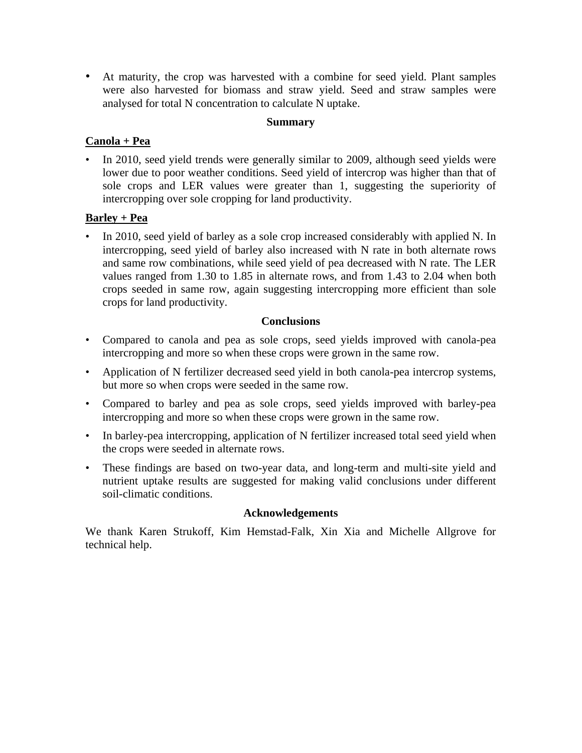- At maturity, the crop was harvested with a combine for seed yield. Plant samples were also harvested for biomass and straw yield. Seed and straw samples were analysed for total N concentration to calculate N uptake.

## Summary

**<u>Canola + Pea</u>**

- In 2010, seed yield trends were generally similar to 2009, although seed yields were lower due to poor weather conditions. Seed yield of intercrop was higher than that of sole crops and LER values were greater than 1, suggesting the superiority of intercropping over sole cropping for land productivity.

**<u>Barley + Pea</u>**

- In 2010, seed yield of barley as a sole crop increased considerably with applied N. In intercropping, seed yield of barley also increased with N rate in both alternate rows and same row combinations, while seed yield of pea decreased with N rate. The LER values ranged from 1.30 to 1.85 in alternate rows, and from 1.43 to 2.04 when both crops seeded in same row, again suggesting intercropping more efficient than sole crops for land productivity.

## Conclusions

- Compared to canola and pea as sole crops, seed yields improved with canola-pea intercropping and more so when these crops were grown in the same row.
- Application of N fertilizer decreased seed yield in both canola-pea intercrop systems, but more so when crops were seeded in the same row.
- Compared to barley and pea as sole crops, seed yields improved with barley-pea intercropping and more so when these crops were grown in the same row.
- In barley-pea intercropping, application of N fertilizer increased total seed yield when the crops were seeded in alternate rows.
- These findings are based on two-year data, and long-term and multi-site yield and nutrient uptake results are suggested for making valid conclusions under different soil-climatic conditions.

## Acknowledgements

We thank Karen Strukoff, Kim Hemstad-Falk, Xin Xia and Michelle Allgrove for technical help.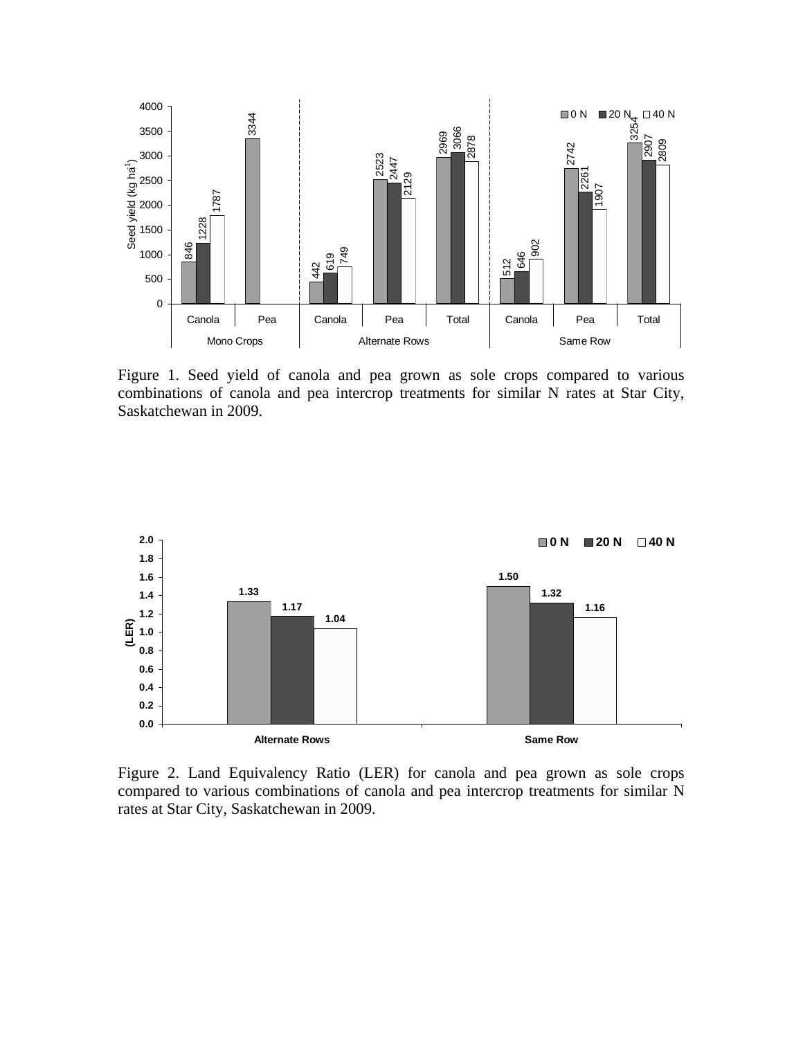Figure 1. Seed yield of canola and pea grown as sole crops compared to various combinations of canola and pea intercrop treatments for similar N rates at Star City, Saskatchewan in 2009.

Figure 2. Land Equivalency Ratio (LER) for canola and pea grown as sole crops compared to various combinations of canola and pea intercrop treatments for similar N rates at Star City, Saskatchewan in 2009.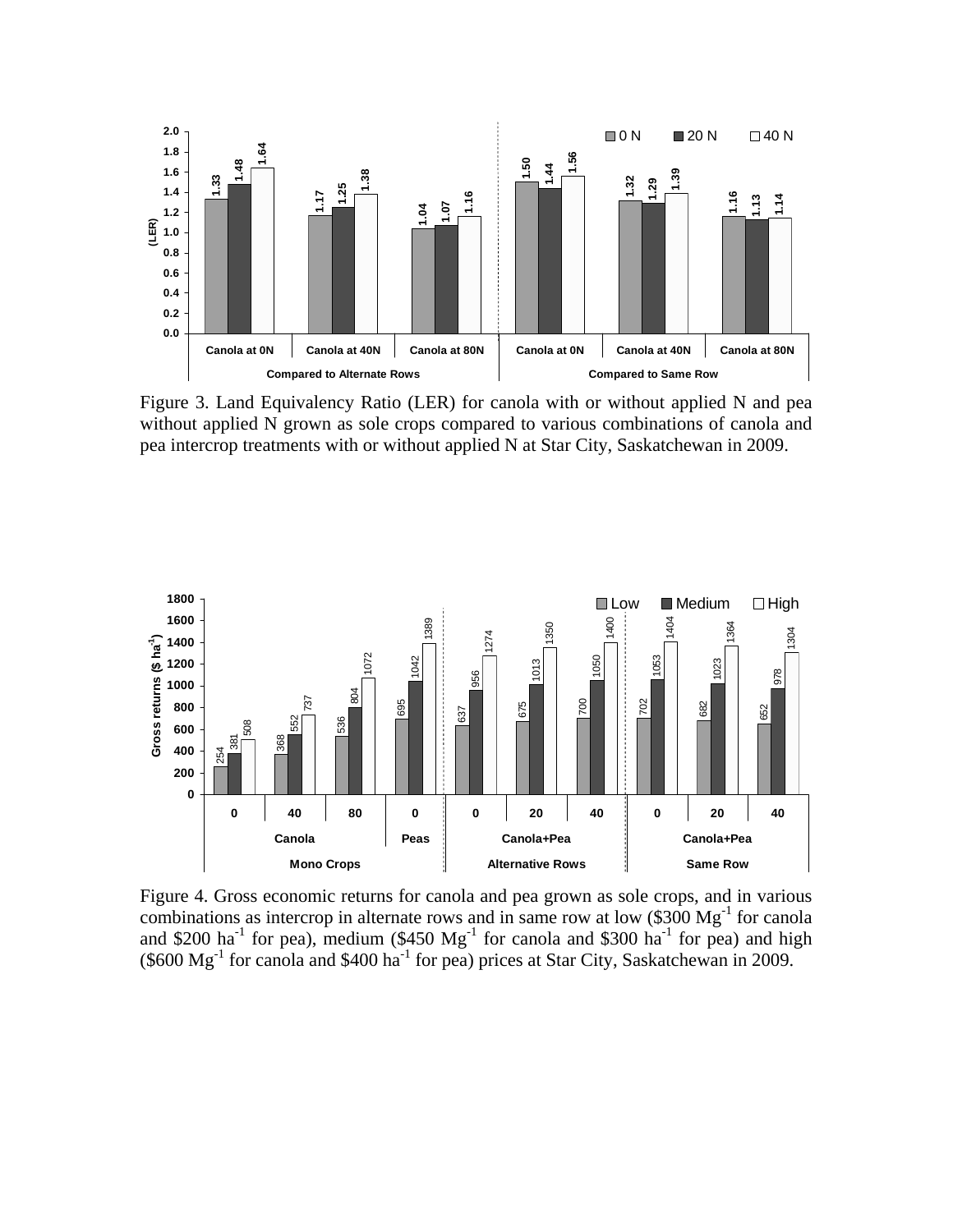Figure 3. Land Equivalency Ratio (LER) for canola with or without applied N and pea without applied N grown as sole crops compared to various combinations of canola and pea intercrop treatments with or without applied N at Star City, Saskatchewan in 2009.

Figure 4. Gross economic returns for canola and pea grown as sole crops, and in various combinations as intercrop in alternate rows and in same row at low (\$300 $Mg^{-1}$ for canola and \$200 $ha^{-1}$ for pea), medium (\$450 $Mg^{-1}$ for canola and \$300 $ha^{-1}$ for pea) and high (\$600 $Mg^{-1}$ for canola and \$400 $ha^{-1}$ for pea) prices at Star City, Saskatchewan in 2009.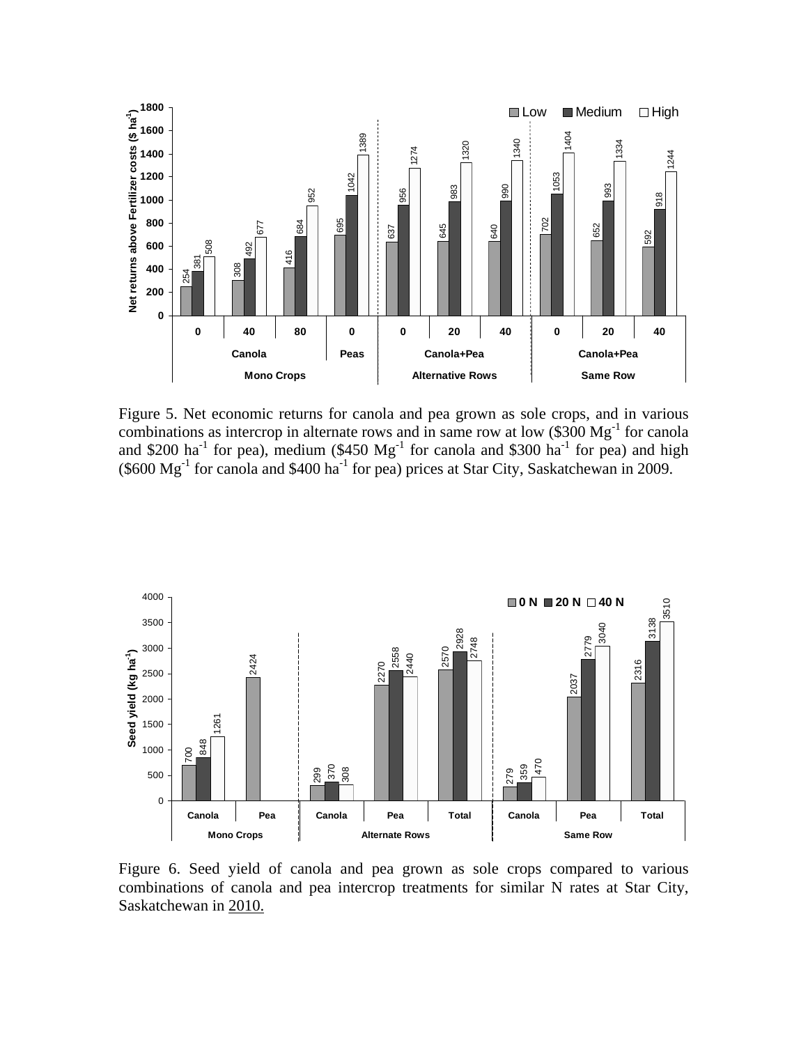Figure 5. Net economic returns for canola and pea grown as sole crops, and in various combinations as intercrop in alternate rows and in same row at low (\$300 $Mg^{-1}$ for canola and \$200 $ha^{-1}$ for pea), medium (\$450 $Mg^{-1}$ for canola and \$300 $ha^{-1}$ for pea) and high (\$600 $Mg^{-1}$ for canola and \$400 $ha^{-1}$ for pea) prices at Star City, Saskatchewan in 2009.

Figure 6. Seed yield of canola and pea grown as sole crops compared to various combinations of canola and pea intercrop treatments for similar N rates at Star City, Saskatchewan in 2010.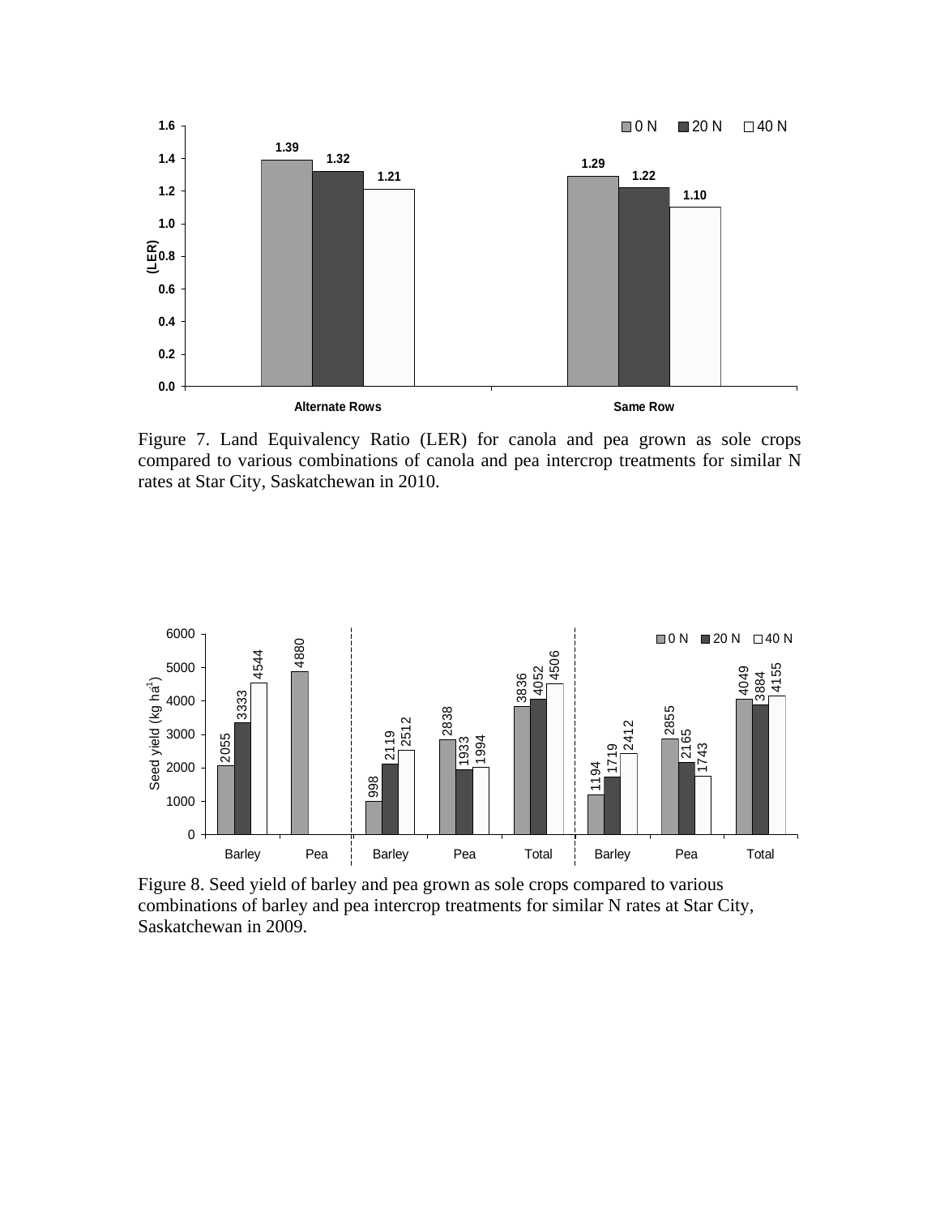Figure 7. Land Equivalency Ratio (LER) for canola and pea grown as sole crops compared to various combinations of canola and pea intercrop treatments for similar N rates at Star City, Saskatchewan in 2010.

Figure 8. Seed yield of barley and pea grown as sole crops compared to various combinations of barley and pea intercrop treatments for similar N rates at Star City, Saskatchewan in 2009.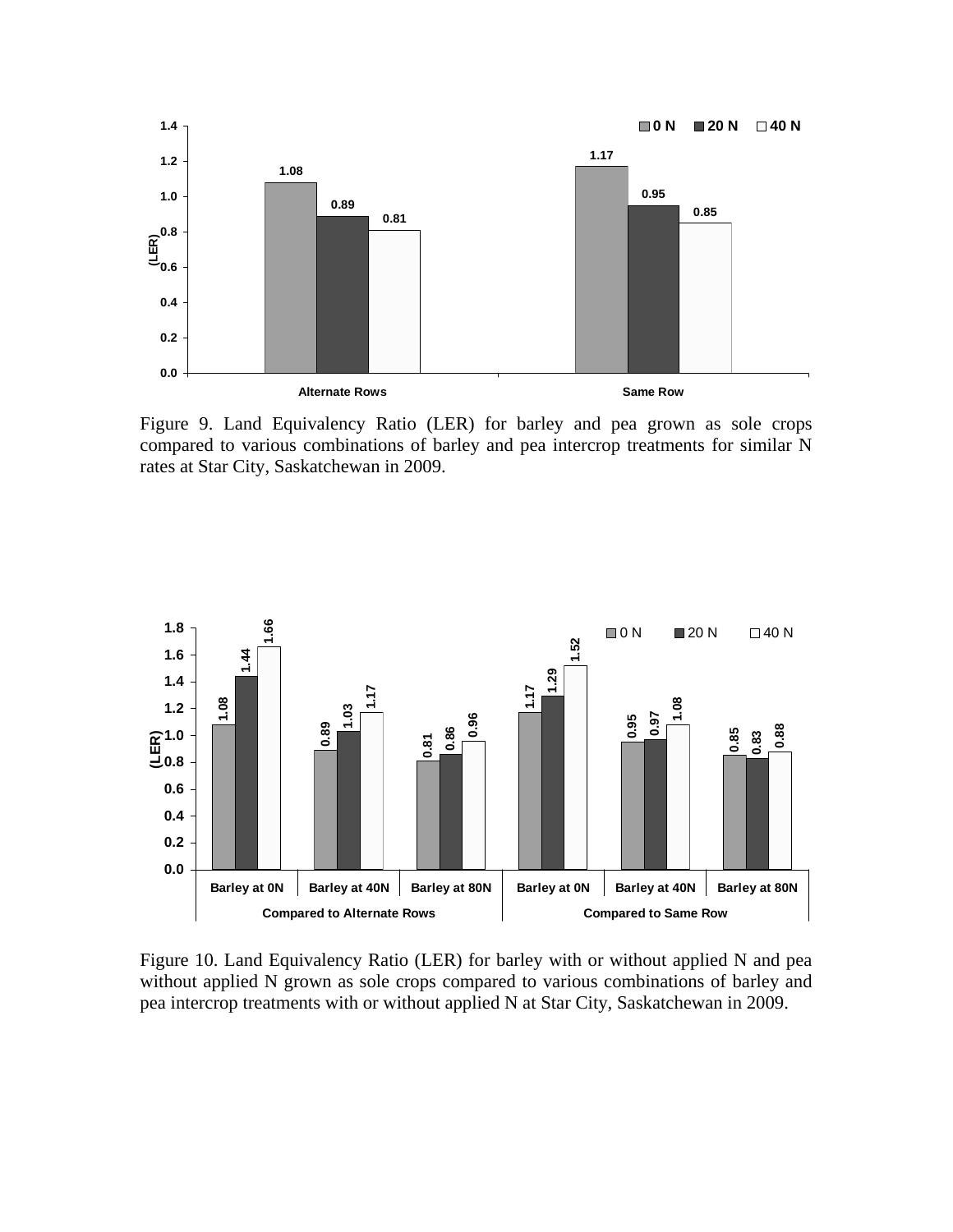Figure 9. Land Equivalency Ratio (LER) for barley and pea grown as sole crops compared to various combinations of barley and pea intercrop treatments for similar N rates at Star City, Saskatchewan in 2009.

Figure 10. Land Equivalency Ratio (LER) for barley with or without applied N and pea without applied N grown as sole crops compared to various combinations of barley and pea intercrop treatments with or without applied N at Star City, Saskatchewan in 2009.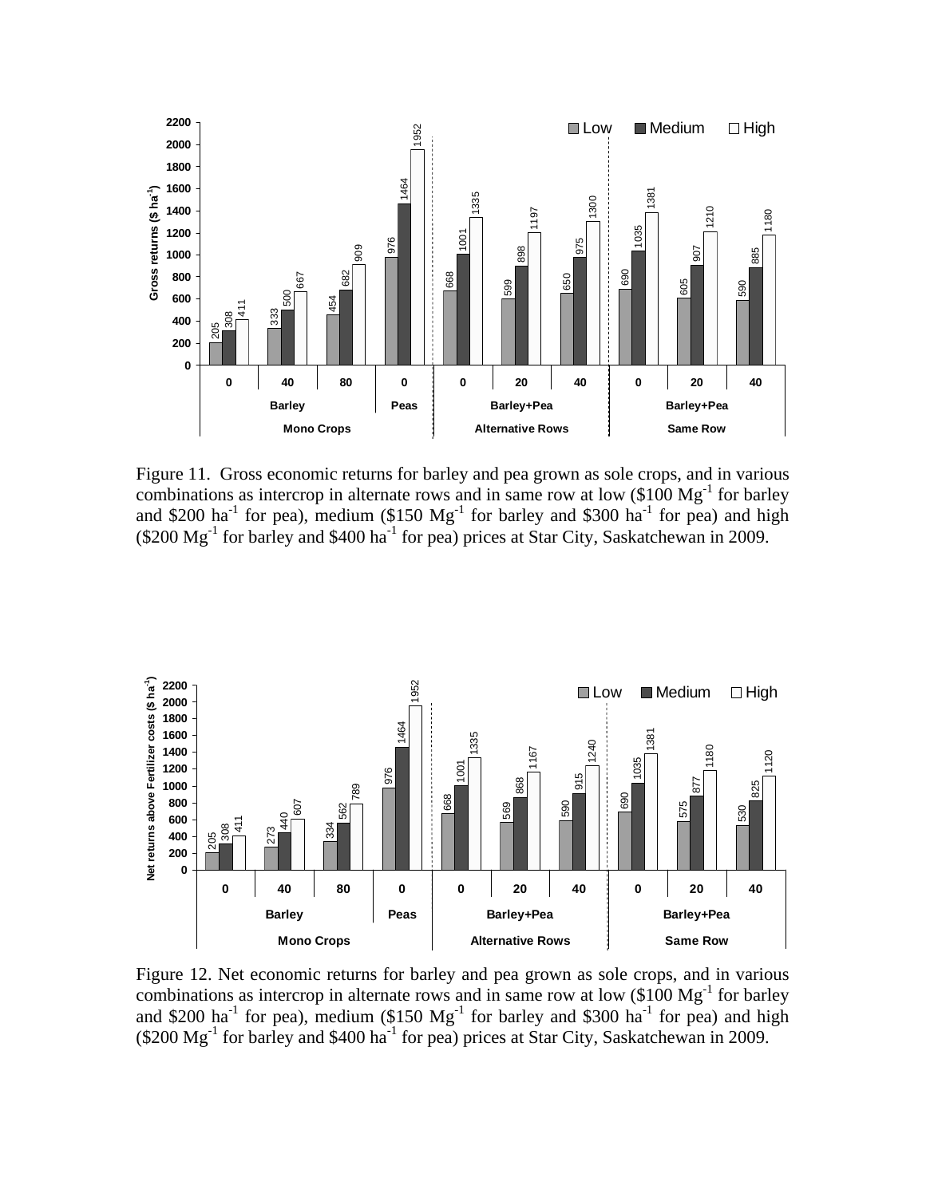| Cropping system | Crop | N rate | Low | Medium | High |
|---|---|---|---|---|---|
| Mono Crops | Barley | 0 | 205 | 308 | 411 |
| | | 40 | 333 | 500 | 667 |
| | | 80 | 454 | 682 | 909 |
| | Peas | 0 | 976 | 1464 | 1952 |
| Alternative Rows | Barley+Pea | 0 | 668 | 1001 | 1335 |
| | | 20 | 599 | 898 | 1197 |
| | | 40 | 650 | 975 | 1300 |
| Same Row | Barley+Pea | 0 | 690 | 1035 | 1381 |
| | | 20 | 605 | 907 | 1210 |
| | | 40 | 590 | 885 | 1180 |

Gross returns ($ $ha^{-1}$)

Figure 11. Gross economic returns for barley and pea grown as sole crops, and in various combinations as intercrop in alternate rows and in same row at low ($100 $Mg^{-1}$ for barley and $200 $ha^{-1}$ for pea), medium ($150 $Mg^{-1}$ for barley and $300 $ha^{-1}$ for pea) and high ($200 $Mg^{-1}$ for barley and $400 $ha^{-1}$ for pea) prices at Star City, Saskatchewan in 2009.

| Cropping system | Crop | N rate | Low | Medium | High |
|---|---|---|---|---|---|
| Mono Crops | Barley | 0 | 205 | 308 | 411 |
| | | 40 | 273 | 440 | 607 |
| | | 80 | 334 | 562 | 789 |
| | Peas | 0 | 976 | 1464 | 1952 |
| Alternative Rows | Barley+Pea | 0 | 668 | 1001 | 1335 |
| | | 20 | 569 | 868 | 1167 |
| | | 40 | 590 | 915 | 1240 |
| Same Row | Barley+Pea | 0 | 690 | 1035 | 1381 |
| | | 20 | 575 | 877 | 1180 |
| | | 40 | 530 | 825 | 1120 |

Net returns above Fertilizer costs ($ $ha^{-1}$)

Figure 12. Net economic returns for barley and pea grown as sole crops, and in various combinations as intercrop in alternate rows and in same row at low ($100 $Mg^{-1}$ for barley and $200 $ha^{-1}$ for pea), medium ($150 $Mg^{-1}$ for barley and $300 $ha^{-1}$ for pea) and high ($200 $Mg^{-1}$ for barley and $400 $ha^{-1}$ for pea) prices at Star City, Saskatchewan in 2009.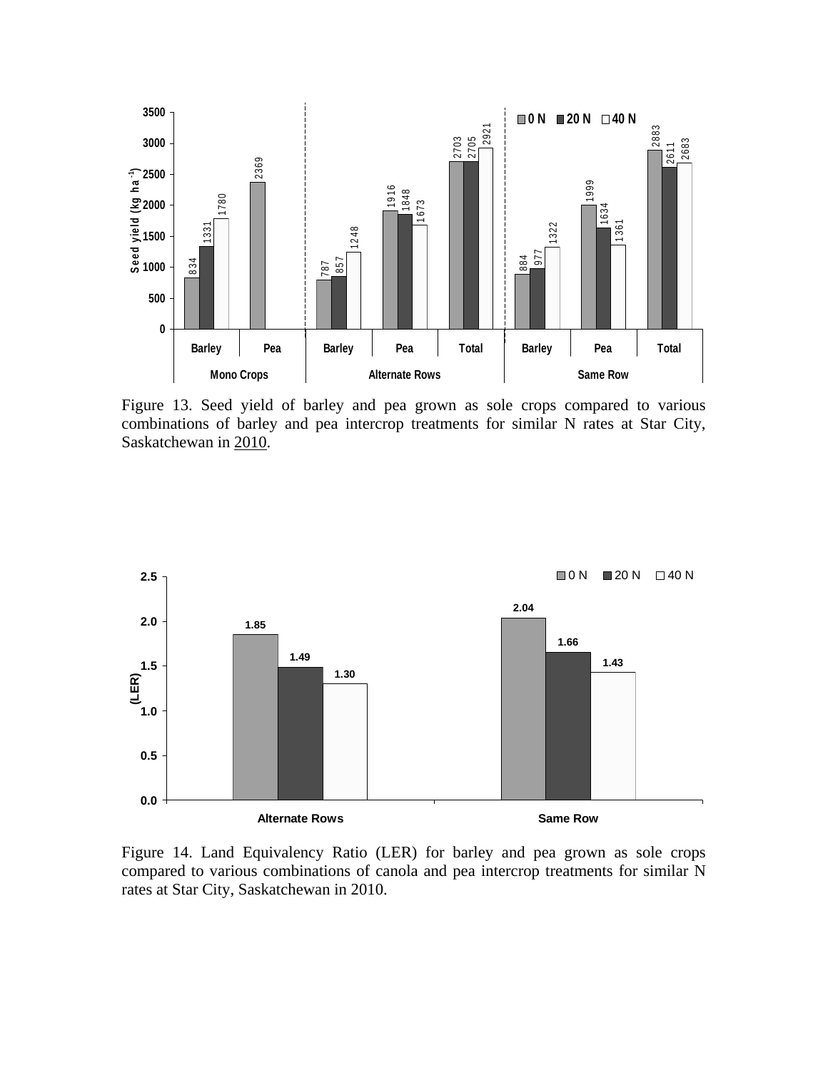3500
3000
2500
2000
1500
1000
500
0

Seed yield (kg ha$^{-1}$)

0 N 20 N 40 N

834 1331 1780
2369
787 857 1248
1916 1848 1673
2703 2705 2921
884 977 1322
1999 1634 1361
2883 2611 2683

Barley Pea Barley Pea Total Barley Pea Total

Mono Crops Alternate Rows Same Row

Figure 13. Seed yield of barley and pea grown as sole crops compared to various combinations of barley and pea intercrop treatments for similar N rates at Star City, Saskatchewan in 2010.

2.5
2.0
1.5
1.0
0.5
0.0

(LER)

0 N 20 N 40 N

1.85 1.49 1.30
2.04 1.66 1.43

Alternate Rows Same Row

Figure 14. Land Equivalency Ratio (LER) for barley and pea grown as sole crops compared to various combinations of canola and pea intercrop treatments for similar N rates at Star City, Saskatchewan in 2010.